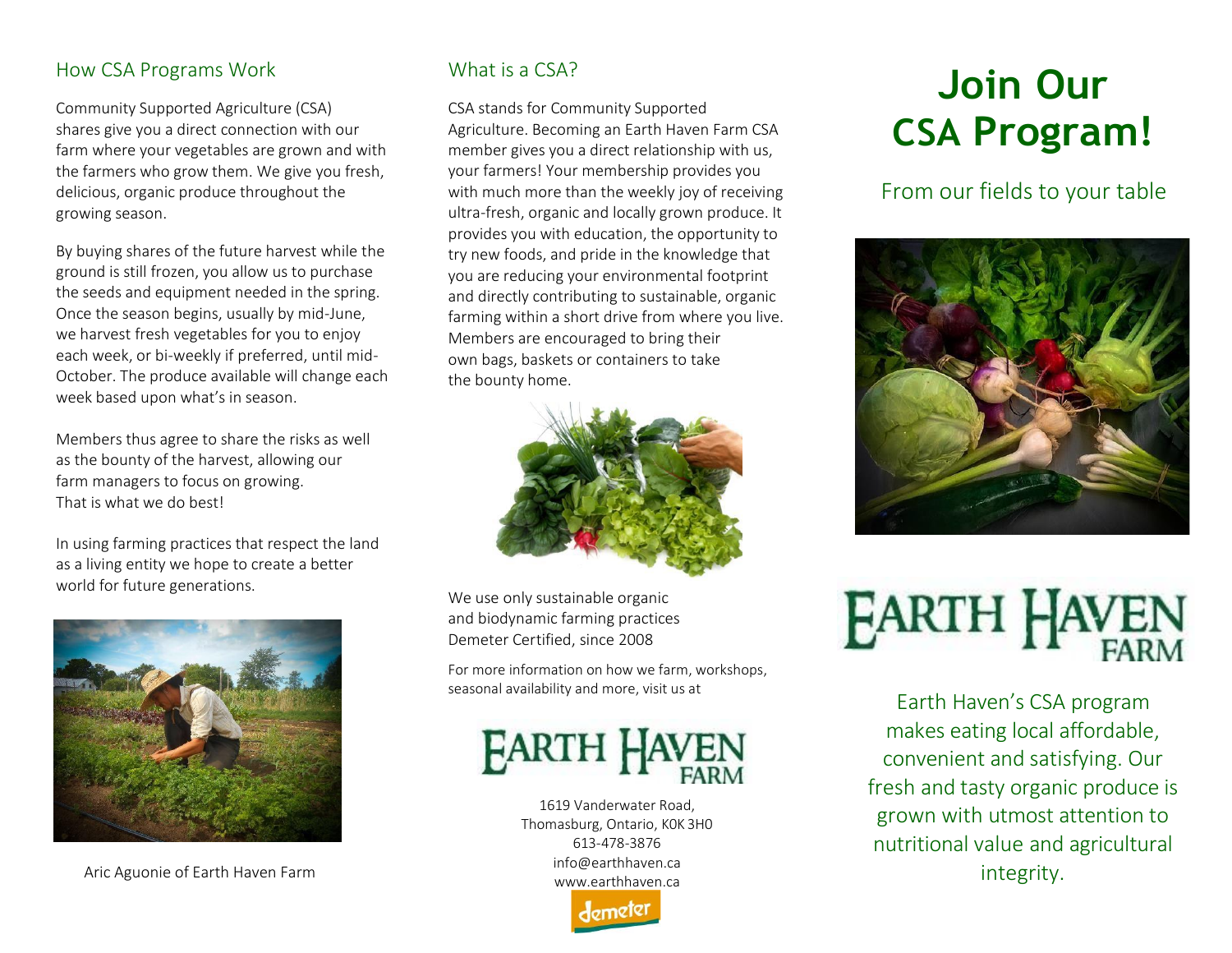## How CSA Programs Work

Community Supported Agriculture (CSA) shares give you a direct connection with our farm where your vegetables are grown and with the farmers who grow them. We give you fresh, delicious, organic produce throughout the growing season.

By buying shares of the future harvest while the ground is still frozen, you allow us to purchase the seeds and equipment needed in the spring. Once the season begins, usually by mid-June, we harvest fresh vegetables for you to enjoy each week, or bi-weekly if preferred, until mid-October. The produce available will change each week based upon what's in season.

Members thus agree to share the risks as well as the bounty of the harvest, allowing our farm managers to focus on growing. That is what we do best!

In using farming practices that respect the land as a living entity we hope to create a better world for future generations.

Aric Aguonie of Earth Haven Farm

## What is a CSA?

CSA stands for Community Supported Agriculture. Becoming an Earth Haven Farm CSA member gives you a direct relationship with us, your farmers! Your membership provides you with much more than the weekly joy of receiving ultra-fresh, organic and locally grown produce. It provides you with education, the opportunity to try new foods, and pride in the knowledge that you are reducing your environmental footprint and directly contributing to sustainable, organic farming within a short drive from where you live. Members are encouraged to bring their own bags, baskets or containers to take the bounty home.

We use only sustainable organic and biodynamic farming practices Demeter Certified, since 2008

For more information on how we farm, workshops, seasonal availability and more, visit us at

EARTH HAVEN FARM

1619 Vanderwater Road,
Thomasburg, Ontario, K0K 3H0
613-478-3876
info@earthhaven.ca
www.earthhaven.ca

demeter

# Join Our CSA Program!

From our fields to your table

EARTH HAVEN FARM

Earth Haven's CSA program makes eating local affordable, convenient and satisfying. Our fresh and tasty organic produce is grown with utmost attention to nutritional value and agricultural integrity.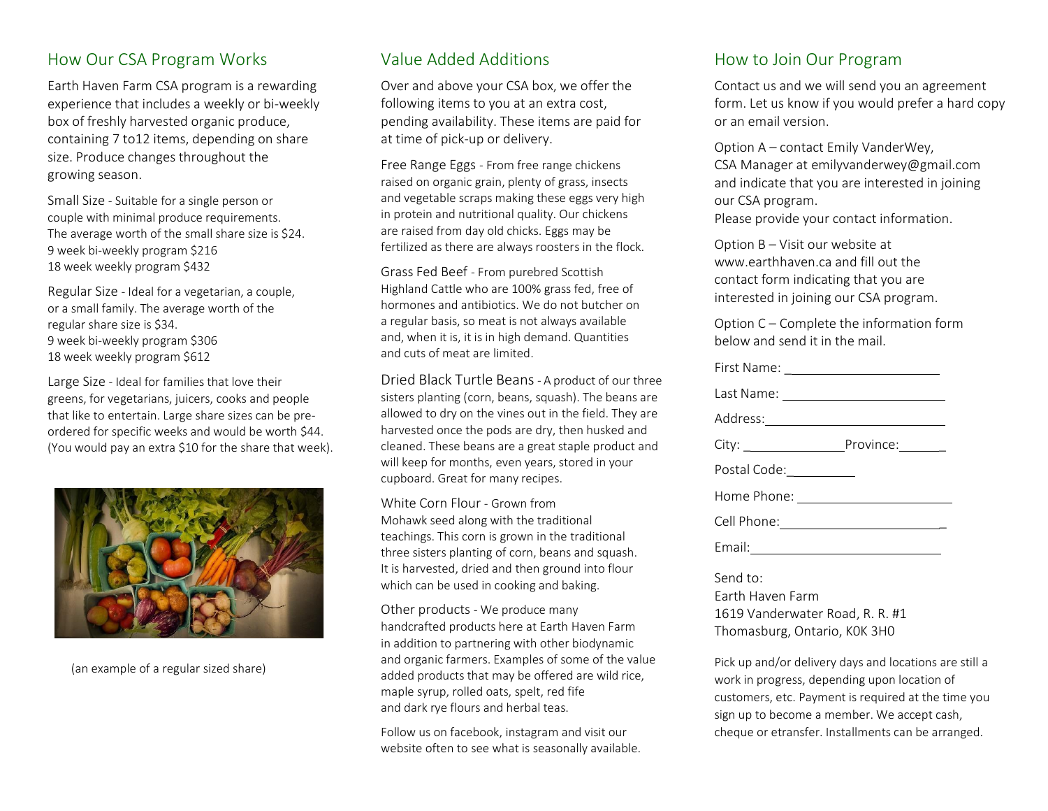## How Our CSA Program Works

Earth Haven Farm CSA program is a rewarding experience that includes a weekly or bi-weekly box of freshly harvested organic produce, containing 7 to12 items, depending on share size. Produce changes throughout the growing season.

Small Size - Suitable for a single person or couple with minimal produce requirements. The average worth of the small share size is $24.
9 week bi-weekly program $216
18 week weekly program $432

Regular Size - Ideal for a vegetarian, a couple, or a small family. The average worth of the regular share size is $34.
9 week bi-weekly program $306
18 week weekly program $612

Large Size - Ideal for families that love their greens, for vegetarians, juicers, cooks and people that like to entertain. Large share sizes can be pre-ordered for specific weeks and would be worth $44. (You would pay an extra $10 for the share that week).

(an example of a regular sized share)

## Value Added Additions

Over and above your CSA box, we offer the following items to you at an extra cost, pending availability. These items are paid for at time of pick-up or delivery.

Free Range Eggs - From free range chickens raised on organic grain, plenty of grass, insects and vegetable scraps making these eggs very high in protein and nutritional quality. Our chickens are raised from day old chicks. Eggs may be fertilized as there are always roosters in the flock.

Grass Fed Beef - From purebred Scottish Highland Cattle who are 100% grass fed, free of hormones and antibiotics. We do not butcher on a regular basis, so meat is not always available and, when it is, it is in high demand. Quantities and cuts of meat are limited.

Dried Black Turtle Beans - A product of our three sisters planting (corn, beans, squash). The beans are allowed to dry on the vines out in the field. They are harvested once the pods are dry, then husked and cleaned. These beans are a great staple product and will keep for months, even years, stored in your cupboard. Great for many recipes.

White Corn Flour - Grown from Mohawk seed along with the traditional teachings. This corn is grown in the traditional three sisters planting of corn, beans and squash. It is harvested, dried and then ground into flour which can be used in cooking and baking.

Other products - We produce many handcrafted products here at Earth Haven Farm in addition to partnering with other biodynamic and organic farmers. Examples of some of the value added products that may be offered are wild rice, maple syrup, rolled oats, spelt, red fife and dark rye flours and herbal teas.

Follow us on facebook, instagram and visit our website often to see what is seasonally available.

## How to Join Our Program

Contact us and we will send you an agreement form. Let us know if you would prefer a hard copy or an email version.

Option A – contact Emily VanderWey, CSA Manager at emilyvanderwey@gmail.com and indicate that you are interested in joining our CSA program.
Please provide your contact information.

Option B – Visit our website at www.earthhaven.ca and fill out the contact form indicating that you are interested in joining our CSA program.

Option C – Complete the information form below and send it in the mail.

First Name: ____________________

Last Name: ____________________

Address: ____________________

City: ______________ Province: _______

Postal Code: __________

Home Phone: ____________________

Cell Phone: ____________________

Email: ____________________

Send to:
Earth Haven Farm
1619 Vanderwater Road, R. R. #1
Thomasburg, Ontario, K0K 3H0

Pick up and/or delivery days and locations are still a work in progress, depending upon location of customers, etc. Payment is required at the time you sign up to become a member. We accept cash, cheque or etransfer. Installments can be arranged.